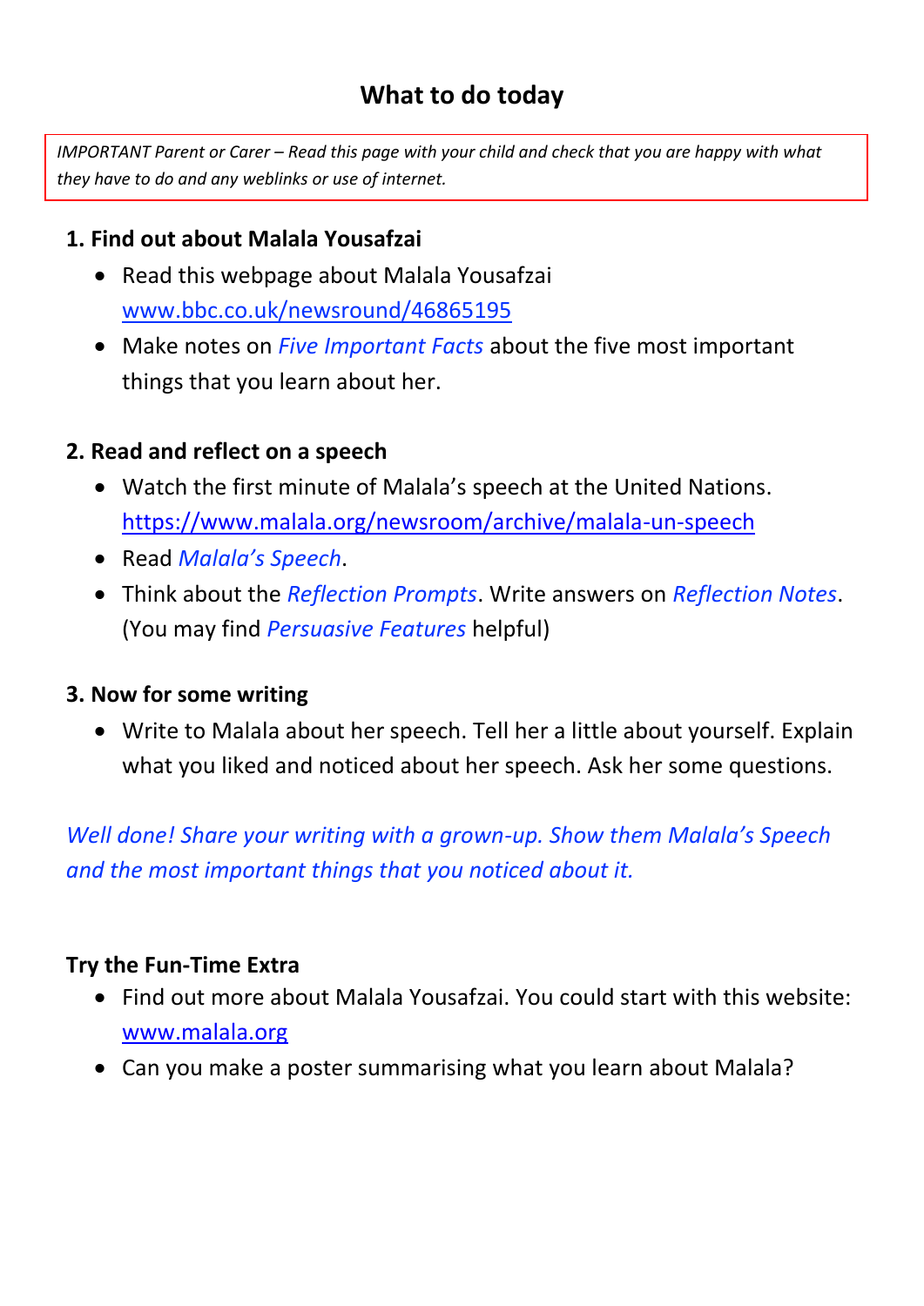# What to do today

*IMPORTANT Parent or Carer – Read this page with your child and check that you are happy with what they have to do and any weblinks or use of internet.*

## 1. Find out about Malala Yousafzai

- Read this webpage about Malala Yousafzai [www.bbc.co.uk/newsround/46865195](http://www.bbc.co.uk/newsround/46865195)
- Make notes on *Five Important Facts* about the five most important things that you learn about her.

## 2. Read and reflect on a speech

- Watch the first minute of Malala's speech at the United Nations. [https://www.malala.org/newsroom/archive/malala-un-speech](https://www.malala.org/newsroom/archive/malala-un-speech)
- Read *Malala's Speech*.
- Think about the *Reflection Prompts*. Write answers on *Reflection Notes*. (You may find *Persuasive Features* helpful)

## 3. Now for some writing

- Write to Malala about her speech. Tell her a little about yourself. Explain what you liked and noticed about her speech. Ask her some questions.

*Well done! Share your writing with a grown-up. Show them Malala's Speech and the most important things that you noticed about it.*

## Try the Fun-Time Extra

- Find out more about Malala Yousafzai. You could start with this website: [www.malala.org](http://www.malala.org)
- Can you make a poster summarising what you learn about Malala?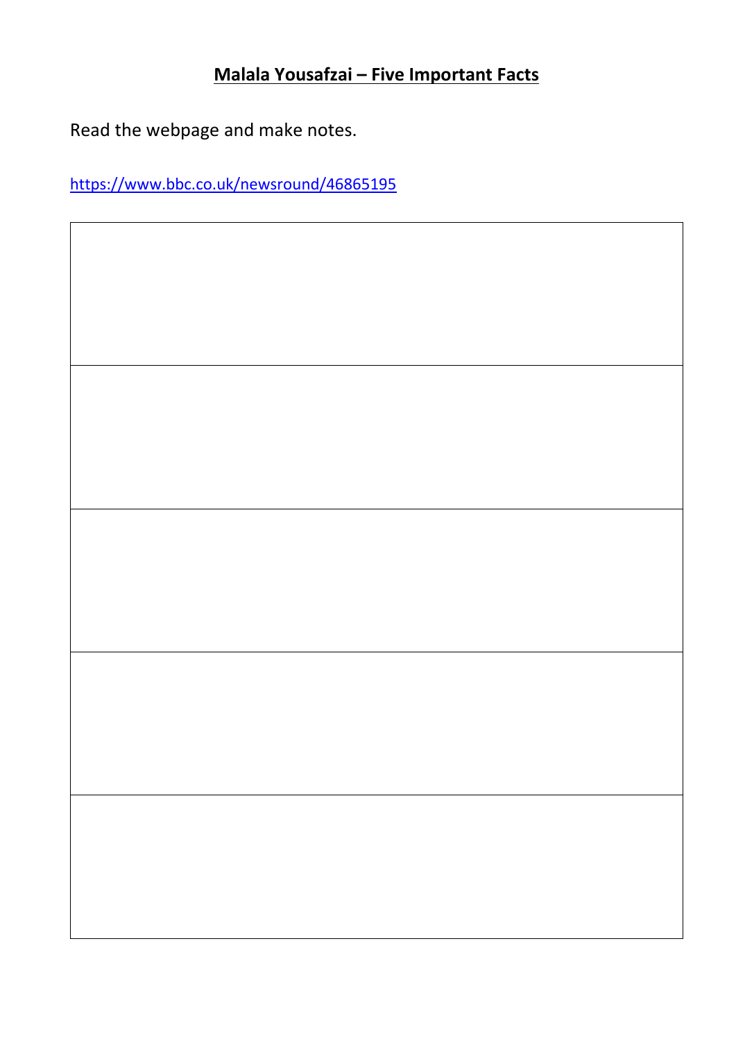# Malala Yousafzai – Five Important Facts

Read the webpage and make notes.

https://www.bbc.co.uk/newsround/46865195

| |
|---|
| |
| |
| |
| |
| |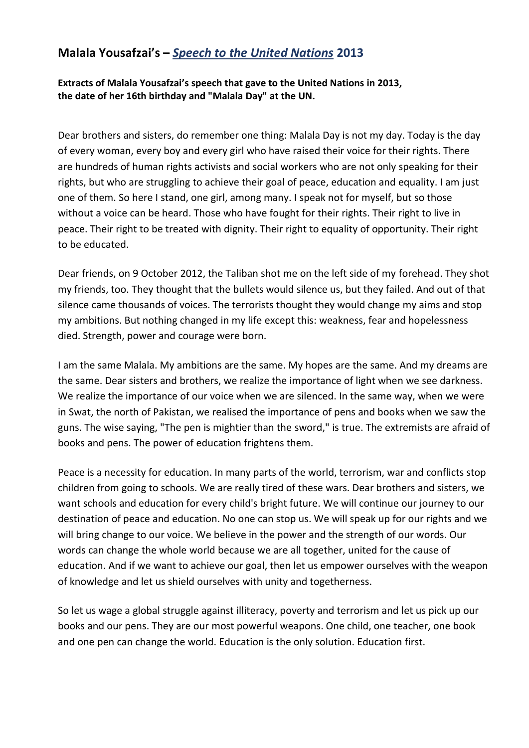## Malala Yousafzai's – *Speech to the United Nations* 2013

**Extracts of Malala Yousafzai's speech that gave to the United Nations in 2013, the date of her 16th birthday and "Malala Day" at the UN.**

Dear brothers and sisters, do remember one thing: Malala Day is not my day. Today is the day of every woman, every boy and every girl who have raised their voice for their rights. There are hundreds of human rights activists and social workers who are not only speaking for their rights, but who are struggling to achieve their goal of peace, education and equality. I am just one of them. So here I stand, one girl, among many. I speak not for myself, but so those without a voice can be heard. Those who have fought for their rights. Their right to live in peace. Their right to be treated with dignity. Their right to equality of opportunity. Their right to be educated.

Dear friends, on 9 October 2012, the Taliban shot me on the left side of my forehead. They shot my friends, too. They thought that the bullets would silence us, but they failed. And out of that silence came thousands of voices. The terrorists thought they would change my aims and stop my ambitions. But nothing changed in my life except this: weakness, fear and hopelessness died. Strength, power and courage were born.

I am the same Malala. My ambitions are the same. My hopes are the same. And my dreams are the same. Dear sisters and brothers, we realize the importance of light when we see darkness. We realize the importance of our voice when we are silenced. In the same way, when we were in Swat, the north of Pakistan, we realised the importance of pens and books when we saw the guns. The wise saying, "The pen is mightier than the sword," is true. The extremists are afraid of books and pens. The power of education frightens them.

Peace is a necessity for education. In many parts of the world, terrorism, war and conflicts stop children from going to schools. We are really tired of these wars. Dear brothers and sisters, we want schools and education for every child's bright future. We will continue our journey to our destination of peace and education. No one can stop us. We will speak up for our rights and we will bring change to our voice. We believe in the power and the strength of our words. Our words can change the whole world because we are all together, united for the cause of education. And if we want to achieve our goal, then let us empower ourselves with the weapon of knowledge and let us shield ourselves with unity and togetherness.

So let us wage a global struggle against illiteracy, poverty and terrorism and let us pick up our books and our pens. They are our most powerful weapons. One child, one teacher, one book and one pen can change the world. Education is the only solution. Education first.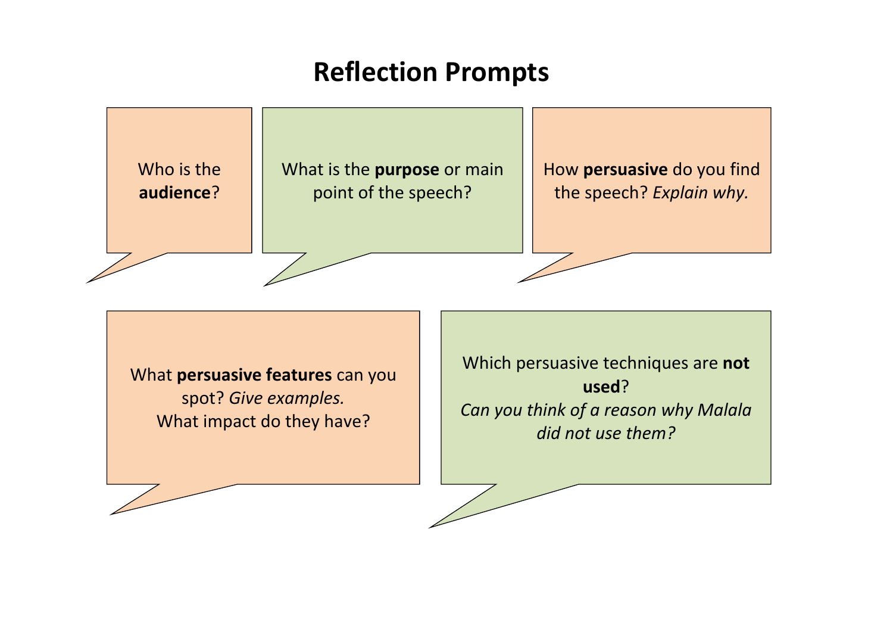# Reflection Prompts

Who is the **audience**?

What is the **purpose** or main point of the speech?

How **persuasive** do you find the speech? *Explain why.*

What **persuasive features** can you spot? *Give examples.*
What impact do they have?

Which persuasive techniques are **not used**?
*Can you think of a reason why Malala did not use them?*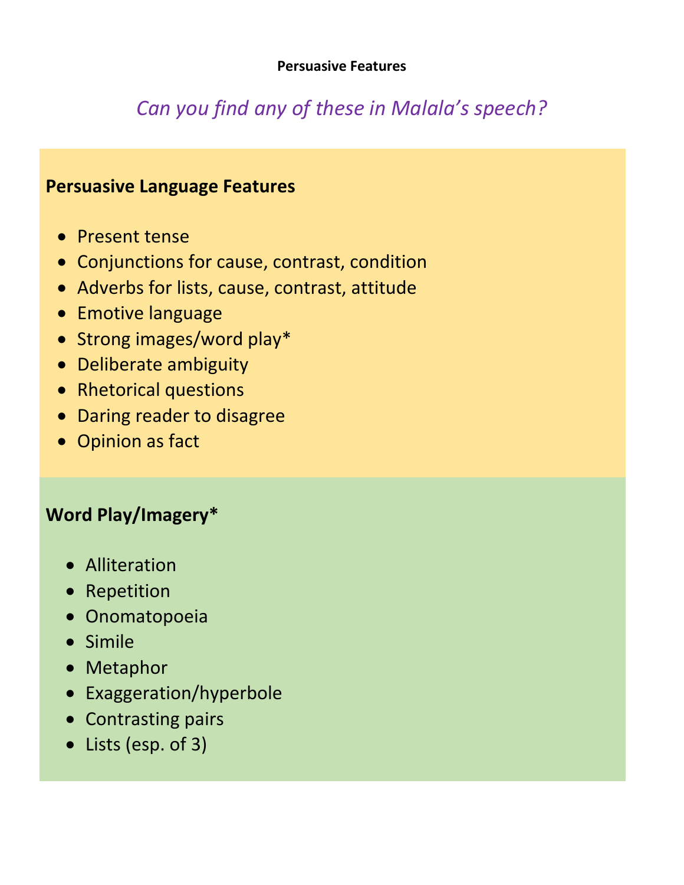**Persuasive Features**

*Can you find any of these in Malala's speech?*

## Persuasive Language Features

- Present tense
- Conjunctions for cause, contrast, condition
- Adverbs for lists, cause, contrast, attitude
- Emotive language
- Strong images/word play*
- Deliberate ambiguity
- Rhetorical questions
- Daring reader to disagree
- Opinion as fact

## Word Play/Imagery*

- Alliteration
- Repetition
- Onomatopoeia
- Simile
- Metaphor
- Exaggeration/hyperbole
- Contrasting pairs
- Lists (esp. of 3)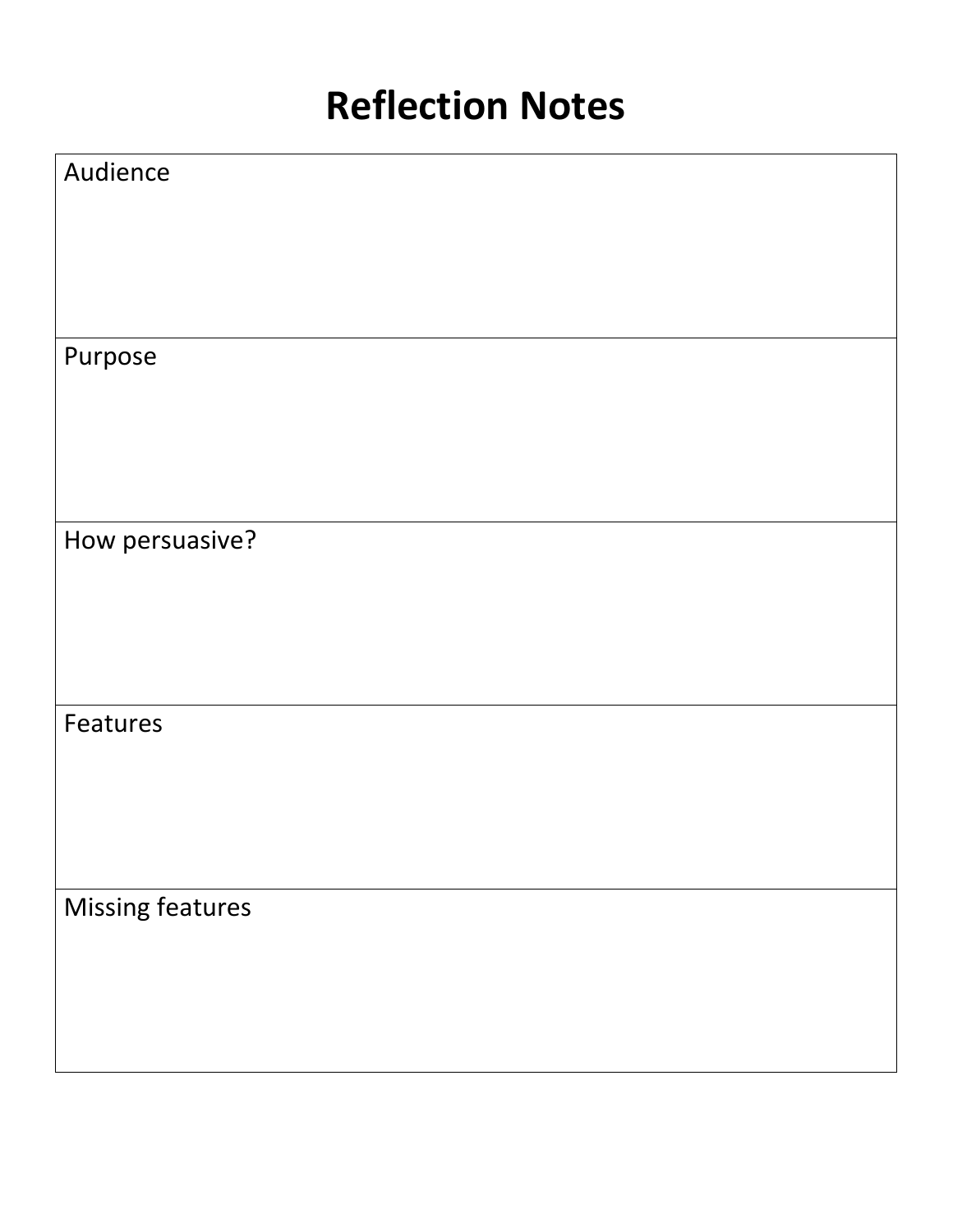# Reflection Notes

| Audience |
| --- |
| Purpose |
| How persuasive? |
| Features |
| Missing features |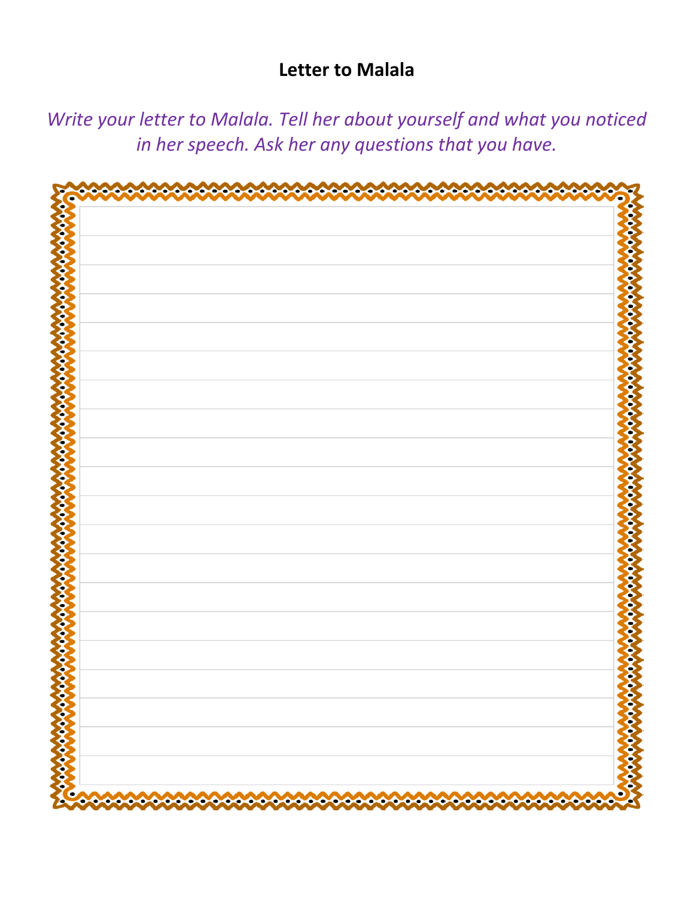**Letter to Malala**

*Write your letter to Malala. Tell her about yourself and what you noticed in her speech. Ask her any questions that you have.*